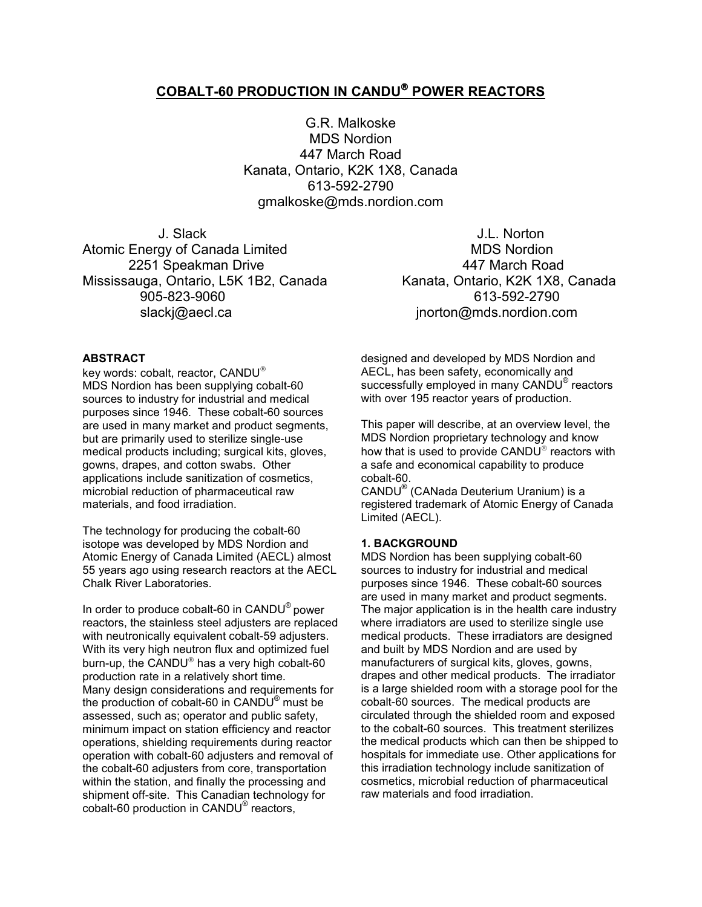# COBALT-60 PRODUCTION IN CANDU® POWER REACTORS

G.R. Malkoske
MDS Nordion
447 March Road
Kanata, Ontario, K2K 1X8, Canada
613-592-2790
gmalkoske@mds.nordion.com

J. Slack
Atomic Energy of Canada Limited
2251 Speakman Drive
Mississauga, Ontario, L5K 1B2, Canada
905-823-9060
slackj@aecl.ca

J.L. Norton
MDS Nordion
447 March Road
Kanata, Ontario, K2K 1X8, Canada
613-592-2790
jnorton@mds.nordion.com

**ABSTRACT**

key words: cobalt, reactor, CANDU®

MDS Nordion has been supplying cobalt-60 sources to industry for industrial and medical purposes since 1946. These cobalt-60 sources are used in many market and product segments, but are primarily used to sterilize single-use medical products including; surgical kits, gloves, gowns, drapes, and cotton swabs. Other applications include sanitization of cosmetics, microbial reduction of pharmaceutical raw materials, and food irradiation.

The technology for producing the cobalt-60 isotope was developed by MDS Nordion and Atomic Energy of Canada Limited (AECL) almost 55 years ago using research reactors at the AECL Chalk River Laboratories.

In order to produce cobalt-60 in CANDU® power reactors, the stainless steel adjusters are replaced with neutronically equivalent cobalt-59 adjusters. With its very high neutron flux and optimized fuel burn-up, the CANDU® has a very high cobalt-60 production rate in a relatively short time. Many design considerations and requirements for the production of cobalt-60 in CANDU® must be assessed, such as; operator and public safety, minimum impact on station efficiency and reactor operations, shielding requirements during reactor operation with cobalt-60 adjusters and removal of the cobalt-60 adjusters from core, transportation within the station, and finally the processing and shipment off-site. This Canadian technology for cobalt-60 production in CANDU® reactors, designed and developed by MDS Nordion and AECL, has been safety, economically and successfully employed in many CANDU® reactors with over 195 reactor years of production.

This paper will describe, at an overview level, the MDS Nordion proprietary technology and know how that is used to provide CANDU® reactors with a safe and economical capability to produce cobalt-60.

CANDU® (CANada Deuterium Uranium) is a registered trademark of Atomic Energy of Canada Limited (AECL).

## 1. BACKGROUND

MDS Nordion has been supplying cobalt-60 sources to industry for industrial and medical purposes since 1946. These cobalt-60 sources are used in many market and product segments. The major application is in the health care industry where irradiators are used to sterilize single use medical products. These irradiators are designed and built by MDS Nordion and are used by manufacturers of surgical kits, gloves, gowns, drapes and other medical products. The irradiator is a large shielded room with a storage pool for the cobalt-60 sources. The medical products are circulated through the shielded room and exposed to the cobalt-60 sources. This treatment sterilizes the medical products which can then be shipped to hospitals for immediate use. Other applications for this irradiation technology include sanitization of cosmetics, microbial reduction of pharmaceutical raw materials and food irradiation.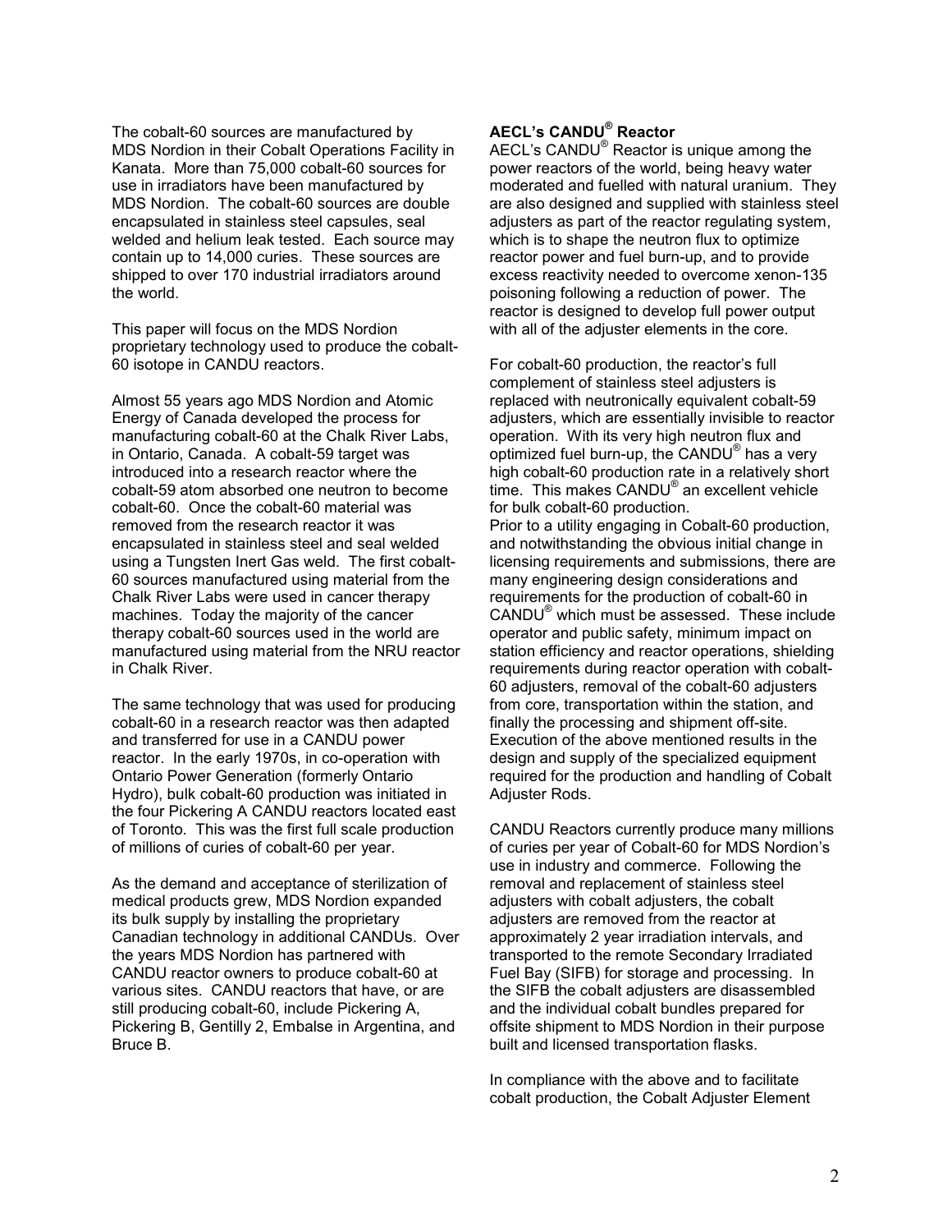The cobalt-60 sources are manufactured by MDS Nordion in their Cobalt Operations Facility in Kanata. More than 75,000 cobalt-60 sources for use in irradiators have been manufactured by MDS Nordion. The cobalt-60 sources are double encapsulated in stainless steel capsules, seal welded and helium leak tested. Each source may contain up to 14,000 curies. These sources are shipped to over 170 industrial irradiators around the world.

This paper will focus on the MDS Nordion proprietary technology used to produce the cobalt-60 isotope in CANDU reactors.

Almost 55 years ago MDS Nordion and Atomic Energy of Canada developed the process for manufacturing cobalt-60 at the Chalk River Labs, in Ontario, Canada. A cobalt-59 target was introduced into a research reactor where the cobalt-59 atom absorbed one neutron to become cobalt-60. Once the cobalt-60 material was removed from the research reactor it was encapsulated in stainless steel and seal welded using a Tungsten Inert Gas weld. The first cobalt-60 sources manufactured using material from the Chalk River Labs were used in cancer therapy machines. Today the majority of the cancer therapy cobalt-60 sources used in the world are manufactured using material from the NRU reactor in Chalk River.

The same technology that was used for producing cobalt-60 in a research reactor was then adapted and transferred for use in a CANDU power reactor. In the early 1970s, in co-operation with Ontario Power Generation (formerly Ontario Hydro), bulk cobalt-60 production was initiated in the four Pickering A CANDU reactors located east of Toronto. This was the first full scale production of millions of curies of cobalt-60 per year.

As the demand and acceptance of sterilization of medical products grew, MDS Nordion expanded its bulk supply by installing the proprietary Canadian technology in additional CANDUs. Over the years MDS Nordion has partnered with CANDU reactor owners to produce cobalt-60 at various sites. CANDU reactors that have, or are still producing cobalt-60, include Pickering A, Pickering B, Gentilly 2, Embalse in Argentina, and Bruce B.

### AECL's CANDU® Reactor

AECL's CANDU® Reactor is unique among the power reactors of the world, being heavy water moderated and fuelled with natural uranium. They are also designed and supplied with stainless steel adjusters as part of the reactor regulating system, which is to shape the neutron flux to optimize reactor power and fuel burn-up, and to provide excess reactivity needed to overcome xenon-135 poisoning following a reduction of power. The reactor is designed to develop full power output with all of the adjuster elements in the core.

For cobalt-60 production, the reactor's full complement of stainless steel adjusters is replaced with neutronically equivalent cobalt-59 adjusters, which are essentially invisible to reactor operation. With its very high neutron flux and optimized fuel burn-up, the CANDU® has a very high cobalt-60 production rate in a relatively short time. This makes CANDU® an excellent vehicle for bulk cobalt-60 production.

Prior to a utility engaging in Cobalt-60 production, and notwithstanding the obvious initial change in licensing requirements and submissions, there are many engineering design considerations and requirements for the production of cobalt-60 in CANDU® which must be assessed. These include operator and public safety, minimum impact on station efficiency and reactor operations, shielding requirements during reactor operation with cobalt-60 adjusters, removal of the cobalt-60 adjusters from core, transportation within the station, and finally the processing and shipment off-site. Execution of the above mentioned results in the design and supply of the specialized equipment required for the production and handling of Cobalt Adjuster Rods.

CANDU Reactors currently produce many millions of curies per year of Cobalt-60 for MDS Nordion's use in industry and commerce. Following the removal and replacement of stainless steel adjusters with cobalt adjusters, the cobalt adjusters are removed from the reactor at approximately 2 year irradiation intervals, and transported to the remote Secondary Irradiated Fuel Bay (SIFB) for storage and processing. In the SIFB the cobalt adjusters are disassembled and the individual cobalt bundles prepared for offsite shipment to MDS Nordion in their purpose built and licensed transportation flasks.

In compliance with the above and to facilitate cobalt production, the Cobalt Adjuster Element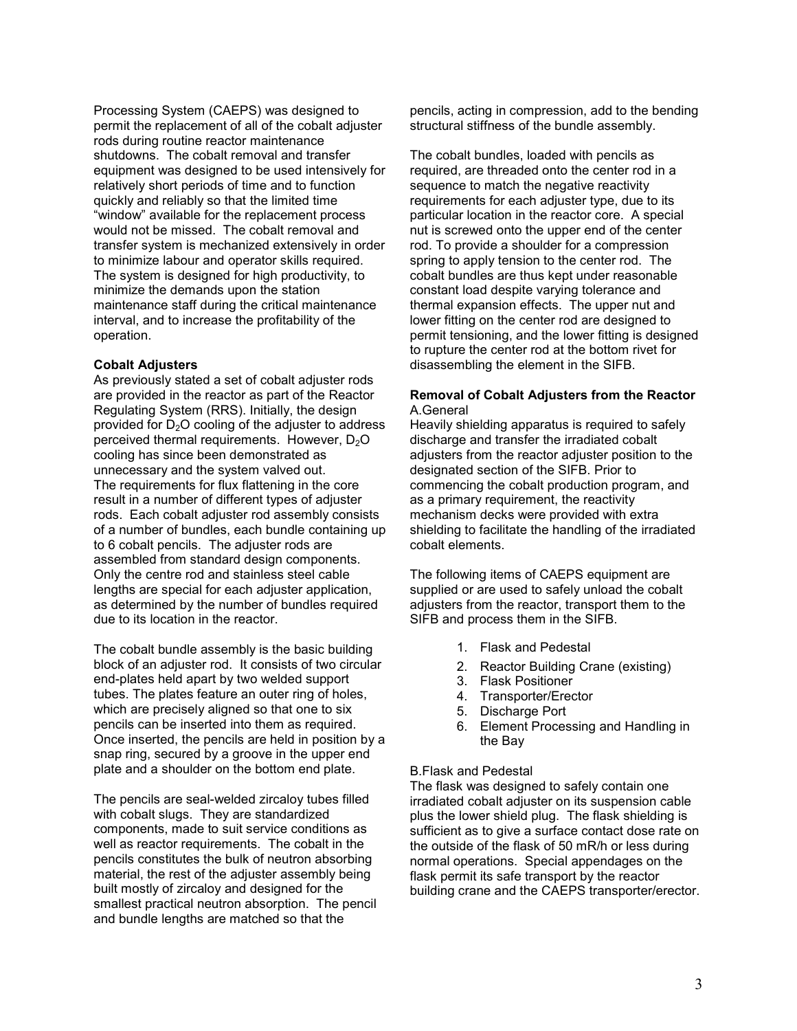Processing System (CAEPS) was designed to permit the replacement of all of the cobalt adjuster rods during routine reactor maintenance shutdowns. The cobalt removal and transfer equipment was designed to be used intensively for relatively short periods of time and to function quickly and reliably so that the limited time "window" available for the replacement process would not be missed. The cobalt removal and transfer system is mechanized extensively in order to minimize labour and operator skills required. The system is designed for high productivity, to minimize the demands upon the station maintenance staff during the critical maintenance interval, and to increase the profitability of the operation.

**Cobalt Adjusters**

As previously stated a set of cobalt adjuster rods are provided in the reactor as part of the Reactor Regulating System (RRS). Initially, the design provided for $D_2O$ cooling of the adjuster to address perceived thermal requirements. However, $D_2O$ cooling has since been demonstrated as unnecessary and the system valved out. The requirements for flux flattening in the core result in a number of different types of adjuster rods. Each cobalt adjuster rod assembly consists of a number of bundles, each bundle containing up to 6 cobalt pencils. The adjuster rods are assembled from standard design components. Only the centre rod and stainless steel cable lengths are special for each adjuster application, as determined by the number of bundles required due to its location in the reactor.

The cobalt bundle assembly is the basic building block of an adjuster rod. It consists of two circular end-plates held apart by two welded support tubes. The plates feature an outer ring of holes, which are precisely aligned so that one to six pencils can be inserted into them as required. Once inserted, the pencils are held in position by a snap ring, secured by a groove in the upper end plate and a shoulder on the bottom end plate.

The pencils are seal-welded zircaloy tubes filled with cobalt slugs. They are standardized components, made to suit service conditions as well as reactor requirements. The cobalt in the pencils constitutes the bulk of neutron absorbing material, the rest of the adjuster assembly being built mostly of zircaloy and designed for the smallest practical neutron absorption. The pencil and bundle lengths are matched so that the pencils, acting in compression, add to the bending structural stiffness of the bundle assembly.

The cobalt bundles, loaded with pencils as required, are threaded onto the center rod in a sequence to match the negative reactivity requirements for each adjuster type, due to its particular location in the reactor core. A special nut is screwed onto the upper end of the center rod. To provide a shoulder for a compression spring to apply tension to the center rod. The cobalt bundles are thus kept under reasonable constant load despite varying tolerance and thermal expansion effects. The upper nut and lower fitting on the center rod are designed to permit tensioning, and the lower fitting is designed to rupture the center rod at the bottom rivet for disassembling the element in the SIFB.

**Removal of Cobalt Adjusters from the Reactor**

A.General

Heavily shielding apparatus is required to safely discharge and transfer the irradiated cobalt adjusters from the reactor adjuster position to the designated section of the SIFB. Prior to commencing the cobalt production program, and as a primary requirement, the reactivity mechanism decks were provided with extra shielding to facilitate the handling of the irradiated cobalt elements.

The following items of CAEPS equipment are supplied or are used to safely unload the cobalt adjusters from the reactor, transport them to the SIFB and process them in the SIFB.

1. Flask and Pedestal
2. Reactor Building Crane (existing)
3. Flask Positioner
4. Transporter/Erector
5. Discharge Port
6. Element Processing and Handling in the Bay

B.Flask and Pedestal

The flask was designed to safely contain one irradiated cobalt adjuster on its suspension cable plus the lower shield plug. The flask shielding is sufficient as to give a surface contact dose rate on the outside of the flask of 50 mR/h or less during normal operations. Special appendages on the flask permit its safe transport by the reactor building crane and the CAEPS transporter/erector.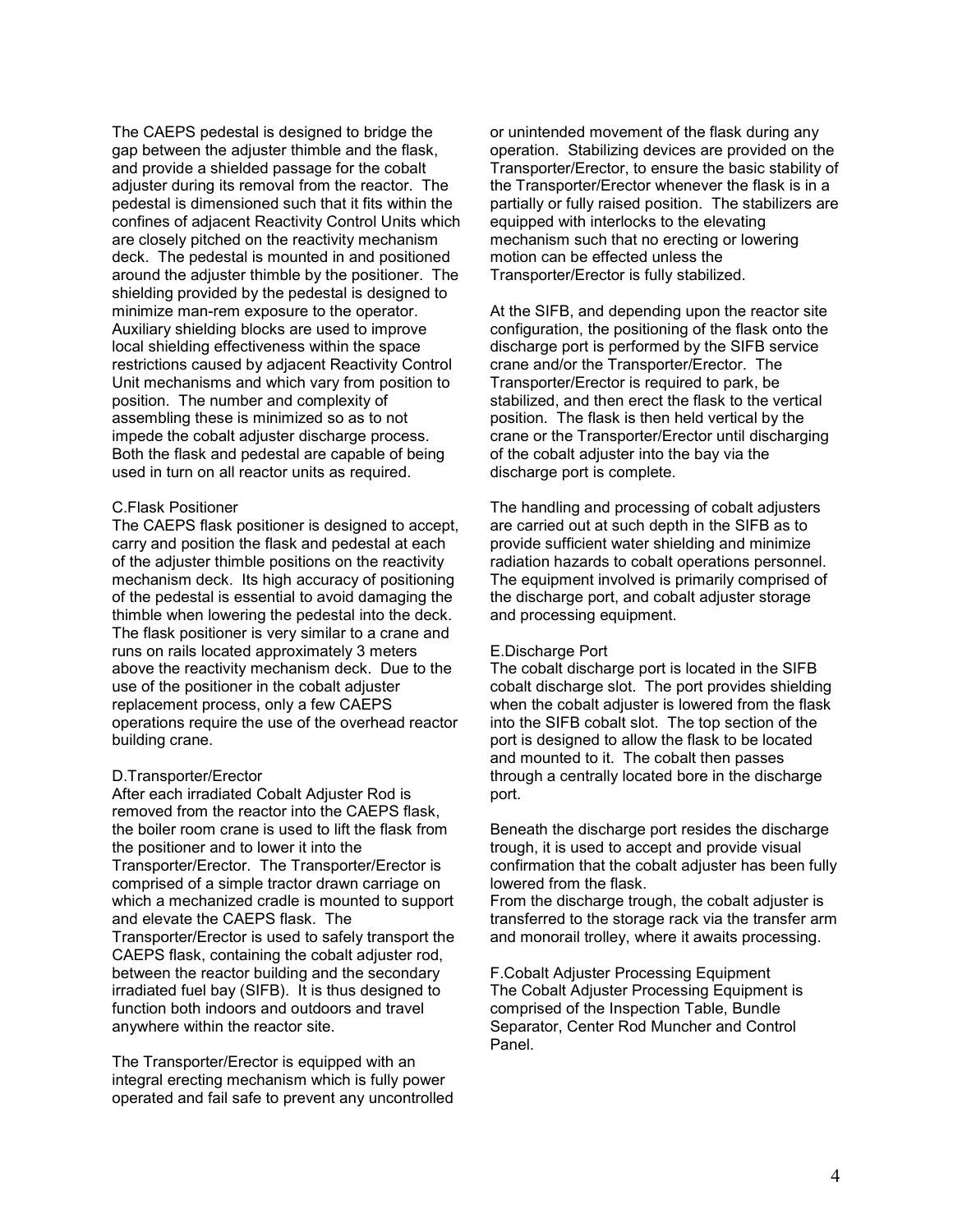The CAEPS pedestal is designed to bridge the gap between the adjuster thimble and the flask, and provide a shielded passage for the cobalt adjuster during its removal from the reactor. The pedestal is dimensioned such that it fits within the confines of adjacent Reactivity Control Units which are closely pitched on the reactivity mechanism deck. The pedestal is mounted in and positioned around the adjuster thimble by the positioner. The shielding provided by the pedestal is designed to minimize man-rem exposure to the operator. Auxiliary shielding blocks are used to improve local shielding effectiveness within the space restrictions caused by adjacent Reactivity Control Unit mechanisms and which vary from position to position. The number and complexity of assembling these is minimized so as to not impede the cobalt adjuster discharge process. Both the flask and pedestal are capable of being used in turn on all reactor units as required.

C.Flask Positioner

The CAEPS flask positioner is designed to accept, carry and position the flask and pedestal at each of the adjuster thimble positions on the reactivity mechanism deck. Its high accuracy of positioning of the pedestal is essential to avoid damaging the thimble when lowering the pedestal into the deck. The flask positioner is very similar to a crane and runs on rails located approximately 3 meters above the reactivity mechanism deck. Due to the use of the positioner in the cobalt adjuster replacement process, only a few CAEPS operations require the use of the overhead reactor building crane.

D.Transporter/Erector

After each irradiated Cobalt Adjuster Rod is removed from the reactor into the CAEPS flask, the boiler room crane is used to lift the flask from the positioner and to lower it into the Transporter/Erector. The Transporter/Erector is comprised of a simple tractor drawn carriage on which a mechanized cradle is mounted to support and elevate the CAEPS flask. The Transporter/Erector is used to safely transport the CAEPS flask, containing the cobalt adjuster rod, between the reactor building and the secondary irradiated fuel bay (SIFB). It is thus designed to function both indoors and outdoors and travel anywhere within the reactor site.

The Transporter/Erector is equipped with an integral erecting mechanism which is fully power operated and fail safe to prevent any uncontrolled or unintended movement of the flask during any operation. Stabilizing devices are provided on the Transporter/Erector, to ensure the basic stability of the Transporter/Erector whenever the flask is in a partially or fully raised position. The stabilizers are equipped with interlocks to the elevating mechanism such that no erecting or lowering motion can be effected unless the Transporter/Erector is fully stabilized.

At the SIFB, and depending upon the reactor site configuration, the positioning of the flask onto the discharge port is performed by the SIFB service crane and/or the Transporter/Erector. The Transporter/Erector is required to park, be stabilized, and then erect the flask to the vertical position. The flask is then held vertical by the crane or the Transporter/Erector until discharging of the cobalt adjuster into the bay via the discharge port is complete.

The handling and processing of cobalt adjusters are carried out at such depth in the SIFB as to provide sufficient water shielding and minimize radiation hazards to cobalt operations personnel. The equipment involved is primarily comprised of the discharge port, and cobalt adjuster storage and processing equipment.

E.Discharge Port

The cobalt discharge port is located in the SIFB cobalt discharge slot. The port provides shielding when the cobalt adjuster is lowered from the flask into the SIFB cobalt slot. The top section of the port is designed to allow the flask to be located and mounted to it. The cobalt then passes through a centrally located bore in the discharge port.

Beneath the discharge port resides the discharge trough, it is used to accept and provide visual confirmation that the cobalt adjuster has been fully lowered from the flask.

From the discharge trough, the cobalt adjuster is transferred to the storage rack via the transfer arm and monorail trolley, where it awaits processing.

F.Cobalt Adjuster Processing Equipment

The Cobalt Adjuster Processing Equipment is comprised of the Inspection Table, Bundle Separator, Center Rod Muncher and Control Panel.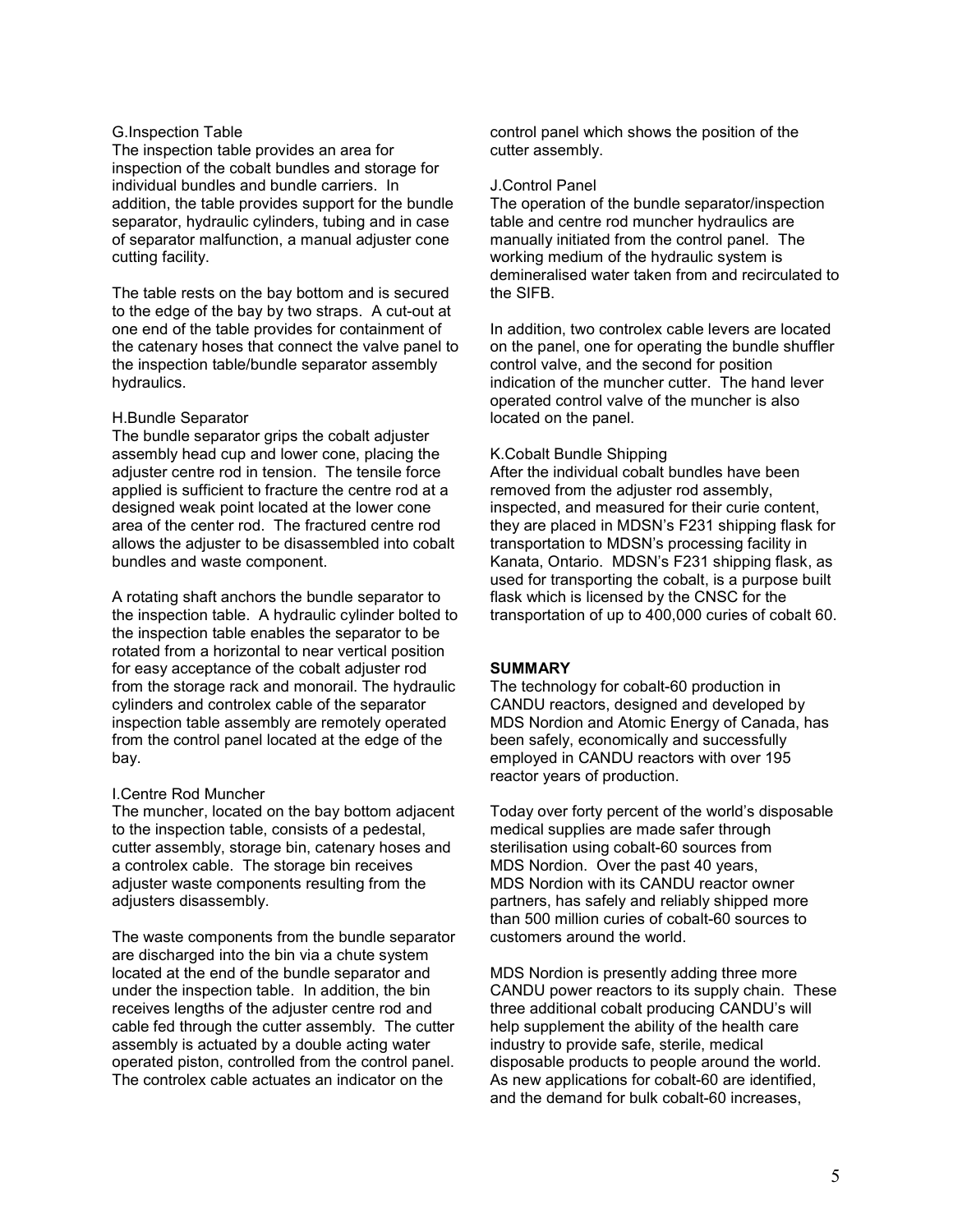G.Inspection Table

The inspection table provides an area for inspection of the cobalt bundles and storage for individual bundles and bundle carriers. In addition, the table provides support for the bundle separator, hydraulic cylinders, tubing and in case of separator malfunction, a manual adjuster cone cutting facility.

The table rests on the bay bottom and is secured to the edge of the bay by two straps. A cut-out at one end of the table provides for containment of the catenary hoses that connect the valve panel to the inspection table/bundle separator assembly hydraulics.

H.Bundle Separator

The bundle separator grips the cobalt adjuster assembly head cup and lower cone, placing the adjuster centre rod in tension. The tensile force applied is sufficient to fracture the centre rod at a designed weak point located at the lower cone area of the center rod. The fractured centre rod allows the adjuster to be disassembled into cobalt bundles and waste component.

A rotating shaft anchors the bundle separator to the inspection table. A hydraulic cylinder bolted to the inspection table enables the separator to be rotated from a horizontal to near vertical position for easy acceptance of the cobalt adjuster rod from the storage rack and monorail. The hydraulic cylinders and controlex cable of the separator inspection table assembly are remotely operated from the control panel located at the edge of the bay.

I.Centre Rod Muncher

The muncher, located on the bay bottom adjacent to the inspection table, consists of a pedestal, cutter assembly, storage bin, catenary hoses and a controlex cable. The storage bin receives adjuster waste components resulting from the adjusters disassembly.

The waste components from the bundle separator are discharged into the bin via a chute system located at the end of the bundle separator and under the inspection table. In addition, the bin receives lengths of the adjuster centre rod and cable fed through the cutter assembly. The cutter assembly is actuated by a double acting water operated piston, controlled from the control panel. The controlex cable actuates an indicator on the control panel which shows the position of the cutter assembly.

J.Control Panel

The operation of the bundle separator/inspection table and centre rod muncher hydraulics are manually initiated from the control panel. The working medium of the hydraulic system is demineralised water taken from and recirculated to the SIFB.

In addition, two controlex cable levers are located on the panel, one for operating the bundle shuffler control valve, and the second for position indication of the muncher cutter. The hand lever operated control valve of the muncher is also located on the panel.

K.Cobalt Bundle Shipping

After the individual cobalt bundles have been removed from the adjuster rod assembly, inspected, and measured for their curie content, they are placed in MDSN's F231 shipping flask for transportation to MDSN's processing facility in Kanata, Ontario. MDSN's F231 shipping flask, as used for transporting the cobalt, is a purpose built flask which is licensed by the CNSC for the transportation of up to 400,000 curies of cobalt 60.

## SUMMARY

The technology for cobalt-60 production in CANDU reactors, designed and developed by MDS Nordion and Atomic Energy of Canada, has been safely, economically and successfully employed in CANDU reactors with over 195 reactor years of production.

Today over forty percent of the world's disposable medical supplies are made safer through sterilisation using cobalt-60 sources from MDS Nordion. Over the past 40 years, MDS Nordion with its CANDU reactor owner partners, has safely and reliably shipped more than 500 million curies of cobalt-60 sources to customers around the world.

MDS Nordion is presently adding three more CANDU power reactors to its supply chain. These three additional cobalt producing CANDU's will help supplement the ability of the health care industry to provide safe, sterile, medical disposable products to people around the world. As new applications for cobalt-60 are identified, and the demand for bulk cobalt-60 increases,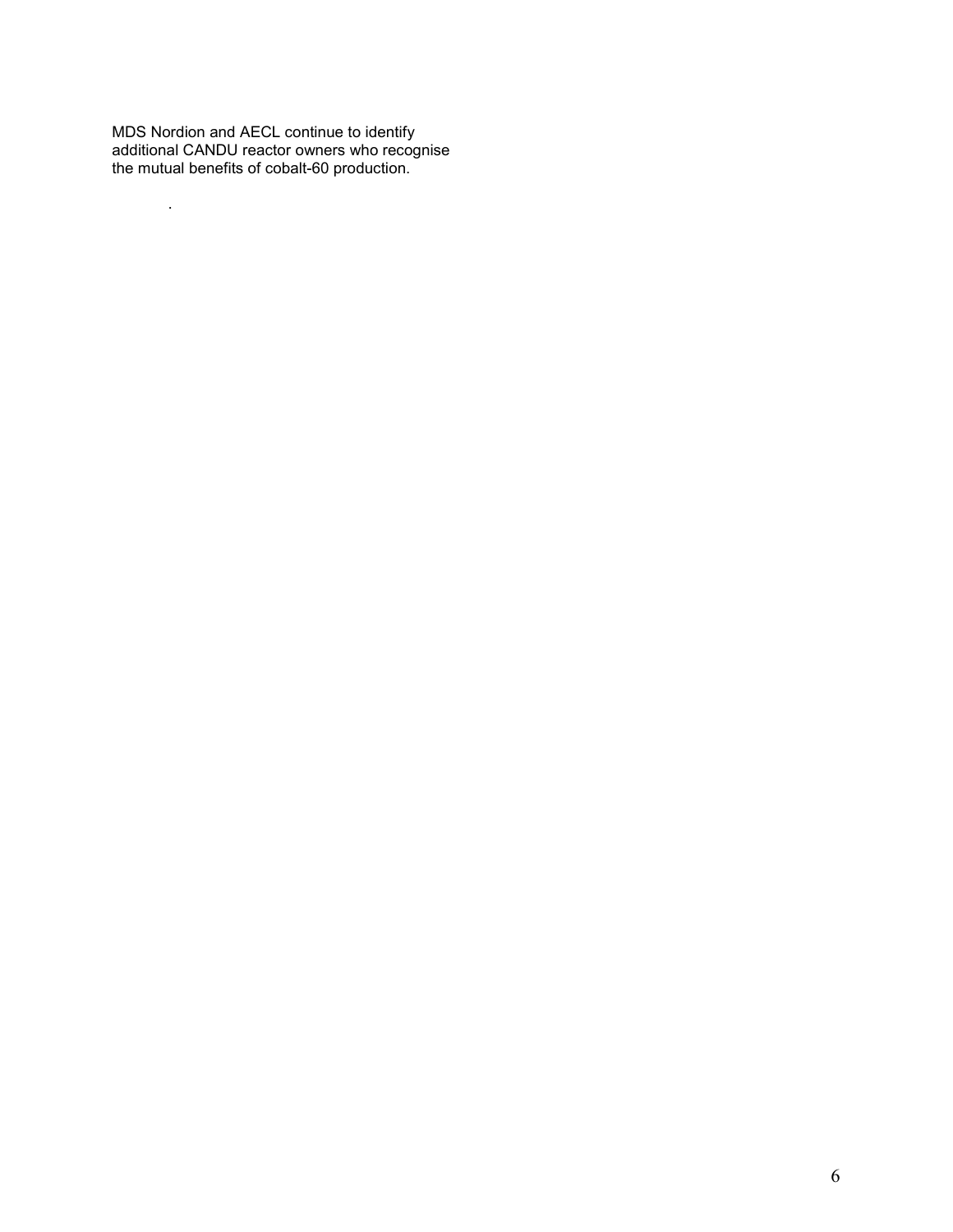MDS Nordion and AECL continue to identify additional CANDU reactor owners who recognise the mutual benefits of cobalt-60 production.